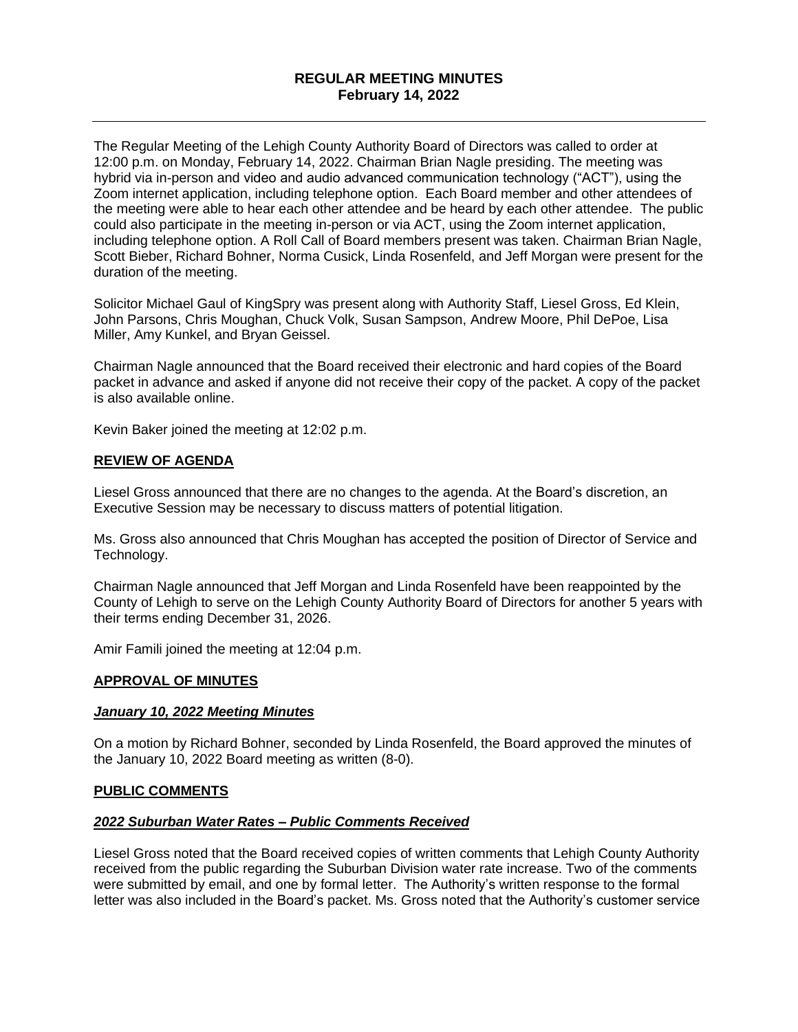# REGULAR MEETING MINUTES
## February 14, 2022

---

The Regular Meeting of the Lehigh County Authority Board of Directors was called to order at 12:00 p.m. on Monday, February 14, 2022. Chairman Brian Nagle presiding. The meeting was hybrid via in-person and video and audio advanced communication technology ("ACT"), using the Zoom internet application, including telephone option. Each Board member and other attendees of the meeting were able to hear each other attendee and be heard by each other attendee. The public could also participate in the meeting in-person or via ACT, using the Zoom internet application, including telephone option. A Roll Call of Board members present was taken. Chairman Brian Nagle, Scott Bieber, Richard Bohner, Norma Cusick, Linda Rosenfeld, and Jeff Morgan were present for the duration of the meeting.

Solicitor Michael Gaul of KingSpry was present along with Authority Staff, Liesel Gross, Ed Klein, John Parsons, Chris Moughan, Chuck Volk, Susan Sampson, Andrew Moore, Phil DePoe, Lisa Miller, Amy Kunkel, and Bryan Geissel.

Chairman Nagle announced that the Board received their electronic and hard copies of the Board packet in advance and asked if anyone did not receive their copy of the packet. A copy of the packet is also available online.

Kevin Baker joined the meeting at 12:02 p.m.

### **REVIEW OF AGENDA**

Liesel Gross announced that there are no changes to the agenda. At the Board's discretion, an Executive Session may be necessary to discuss matters of potential litigation.

Ms. Gross also announced that Chris Moughan has accepted the position of Director of Service and Technology.

Chairman Nagle announced that Jeff Morgan and Linda Rosenfeld have been reappointed by the County of Lehigh to serve on the Lehigh County Authority Board of Directors for another 5 years with their terms ending December 31, 2026.

Amir Famili joined the meeting at 12:04 p.m.

### **APPROVAL OF MINUTES**

#### ***January 10, 2022 Meeting Minutes***

On a motion by Richard Bohner, seconded by Linda Rosenfeld, the Board approved the minutes of the January 10, 2022 Board meeting as written (8-0).

### **PUBLIC COMMENTS**

#### ***2022 Suburban Water Rates – Public Comments Received***

Liesel Gross noted that the Board received copies of written comments that Lehigh County Authority received from the public regarding the Suburban Division water rate increase. Two of the comments were submitted by email, and one by formal letter. The Authority's written response to the formal letter was also included in the Board's packet. Ms. Gross noted that the Authority's customer service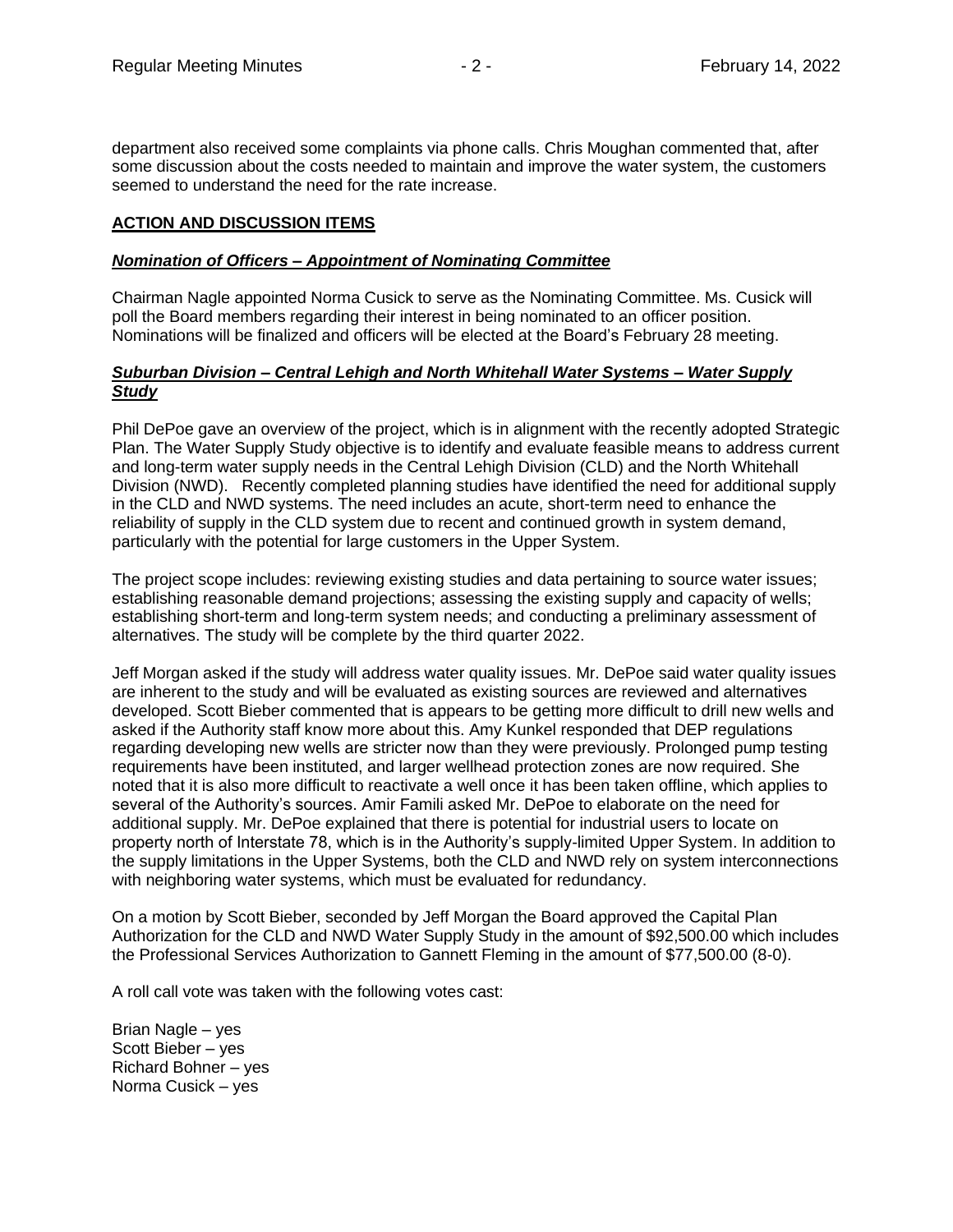department also received some complaints via phone calls. Chris Moughan commented that, after some discussion about the costs needed to maintain and improve the water system, the customers seemed to understand the need for the rate increase.

## **ACTION AND DISCUSSION ITEMS**

### ***Nomination of Officers – Appointment of Nominating Committee***

Chairman Nagle appointed Norma Cusick to serve as the Nominating Committee. Ms. Cusick will poll the Board members regarding their interest in being nominated to an officer position. Nominations will be finalized and officers will be elected at the Board's February 28 meeting.

### ***Suburban Division – Central Lehigh and North Whitehall Water Systems – Water Supply Study***

Phil DePoe gave an overview of the project, which is in alignment with the recently adopted Strategic Plan. The Water Supply Study objective is to identify and evaluate feasible means to address current and long-term water supply needs in the Central Lehigh Division (CLD) and the North Whitehall Division (NWD). Recently completed planning studies have identified the need for additional supply in the CLD and NWD systems. The need includes an acute, short-term need to enhance the reliability of supply in the CLD system due to recent and continued growth in system demand, particularly with the potential for large customers in the Upper System.

The project scope includes: reviewing existing studies and data pertaining to source water issues; establishing reasonable demand projections; assessing the existing supply and capacity of wells; establishing short-term and long-term system needs; and conducting a preliminary assessment of alternatives. The study will be complete by the third quarter 2022.

Jeff Morgan asked if the study will address water quality issues. Mr. DePoe said water quality issues are inherent to the study and will be evaluated as existing sources are reviewed and alternatives developed. Scott Bieber commented that is appears to be getting more difficult to drill new wells and asked if the Authority staff know more about this. Amy Kunkel responded that DEP regulations regarding developing new wells are stricter now than they were previously. Prolonged pump testing requirements have been instituted, and larger wellhead protection zones are now required. She noted that it is also more difficult to reactivate a well once it has been taken offline, which applies to several of the Authority's sources. Amir Famili asked Mr. DePoe to elaborate on the need for additional supply. Mr. DePoe explained that there is potential for industrial users to locate on property north of Interstate 78, which is in the Authority's supply-limited Upper System. In addition to the supply limitations in the Upper Systems, both the CLD and NWD rely on system interconnections with neighboring water systems, which must be evaluated for redundancy.

On a motion by Scott Bieber, seconded by Jeff Morgan the Board approved the Capital Plan Authorization for the CLD and NWD Water Supply Study in the amount of $92,500.00 which includes the Professional Services Authorization to Gannett Fleming in the amount of $77,500.00 (8-0).

A roll call vote was taken with the following votes cast:

Brian Nagle – yes  
Scott Bieber – yes  
Richard Bohner – yes  
Norma Cusick – yes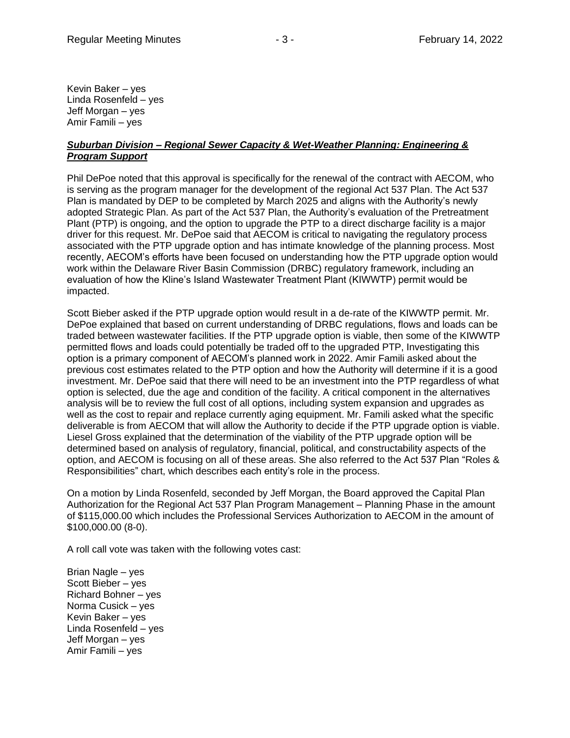Kevin Baker – yes
Linda Rosenfeld – yes
Jeff Morgan – yes
Amir Famili – yes

***Suburban Division – Regional Sewer Capacity & Wet-Weather Planning: Engineering & Program Support***

Phil DePoe noted that this approval is specifically for the renewal of the contract with AECOM, who is serving as the program manager for the development of the regional Act 537 Plan. The Act 537 Plan is mandated by DEP to be completed by March 2025 and aligns with the Authority's newly adopted Strategic Plan. As part of the Act 537 Plan, the Authority's evaluation of the Pretreatment Plant (PTP) is ongoing, and the option to upgrade the PTP to a direct discharge facility is a major driver for this request. Mr. DePoe said that AECOM is critical to navigating the regulatory process associated with the PTP upgrade option and has intimate knowledge of the planning process. Most recently, AECOM's efforts have been focused on understanding how the PTP upgrade option would work within the Delaware River Basin Commission (DRBC) regulatory framework, including an evaluation of how the Kline's Island Wastewater Treatment Plant (KIWWTP) permit would be impacted.

Scott Bieber asked if the PTP upgrade option would result in a de-rate of the KIWWTP permit. Mr. DePoe explained that based on current understanding of DRBC regulations, flows and loads can be traded between wastewater facilities. If the PTP upgrade option is viable, then some of the KIWWTP permitted flows and loads could potentially be traded off to the upgraded PTP, Investigating this option is a primary component of AECOM's planned work in 2022. Amir Famili asked about the previous cost estimates related to the PTP option and how the Authority will determine if it is a good investment. Mr. DePoe said that there will need to be an investment into the PTP regardless of what option is selected, due the age and condition of the facility. A critical component in the alternatives analysis will be to review the full cost of all options, including system expansion and upgrades as well as the cost to repair and replace currently aging equipment. Mr. Famili asked what the specific deliverable is from AECOM that will allow the Authority to decide if the PTP upgrade option is viable. Liesel Gross explained that the determination of the viability of the PTP upgrade option will be determined based on analysis of regulatory, financial, political, and constructability aspects of the option, and AECOM is focusing on all of these areas. She also referred to the Act 537 Plan "Roles & Responsibilities" chart, which describes each entity's role in the process.

On a motion by Linda Rosenfeld, seconded by Jeff Morgan, the Board approved the Capital Plan Authorization for the Regional Act 537 Plan Program Management – Planning Phase in the amount of $115,000.00 which includes the Professional Services Authorization to AECOM in the amount of $100,000.00 (8-0).

A roll call vote was taken with the following votes cast:

Brian Nagle – yes
Scott Bieber – yes
Richard Bohner – yes
Norma Cusick – yes
Kevin Baker – yes
Linda Rosenfeld – yes
Jeff Morgan – yes
Amir Famili – yes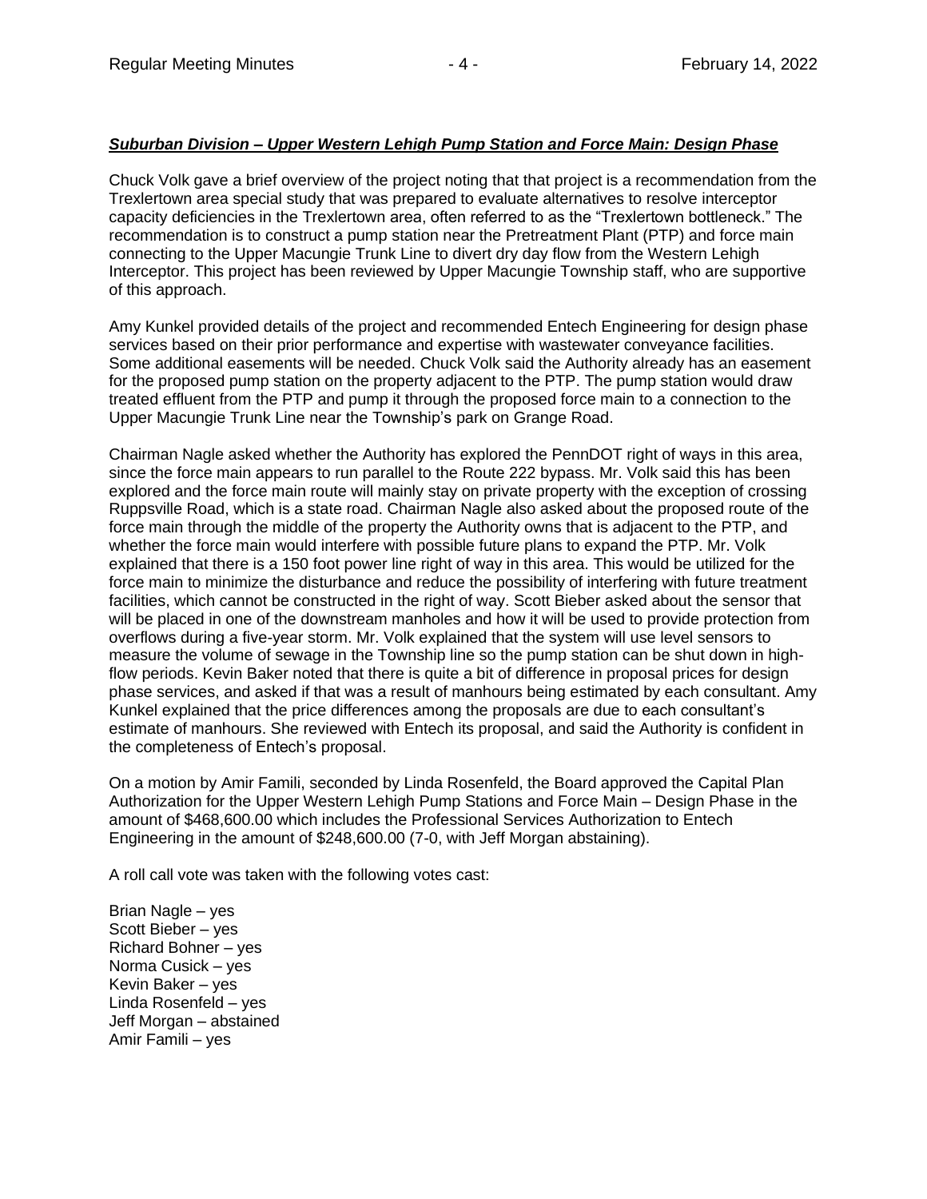***Suburban Division – Upper Western Lehigh Pump Station and Force Main: Design Phase***

Chuck Volk gave a brief overview of the project noting that that project is a recommendation from the Trexlertown area special study that was prepared to evaluate alternatives to resolve interceptor capacity deficiencies in the Trexlertown area, often referred to as the "Trexlertown bottleneck." The recommendation is to construct a pump station near the Pretreatment Plant (PTP) and force main connecting to the Upper Macungie Trunk Line to divert dry day flow from the Western Lehigh Interceptor. This project has been reviewed by Upper Macungie Township staff, who are supportive of this approach.

Amy Kunkel provided details of the project and recommended Entech Engineering for design phase services based on their prior performance and expertise with wastewater conveyance facilities. Some additional easements will be needed. Chuck Volk said the Authority already has an easement for the proposed pump station on the property adjacent to the PTP. The pump station would draw treated effluent from the PTP and pump it through the proposed force main to a connection to the Upper Macungie Trunk Line near the Township's park on Grange Road.

Chairman Nagle asked whether the Authority has explored the PennDOT right of ways in this area, since the force main appears to run parallel to the Route 222 bypass. Mr. Volk said this has been explored and the force main route will mainly stay on private property with the exception of crossing Ruppsville Road, which is a state road. Chairman Nagle also asked about the proposed route of the force main through the middle of the property the Authority owns that is adjacent to the PTP, and whether the force main would interfere with possible future plans to expand the PTP. Mr. Volk explained that there is a 150 foot power line right of way in this area. This would be utilized for the force main to minimize the disturbance and reduce the possibility of interfering with future treatment facilities, which cannot be constructed in the right of way. Scott Bieber asked about the sensor that will be placed in one of the downstream manholes and how it will be used to provide protection from overflows during a five-year storm. Mr. Volk explained that the system will use level sensors to measure the volume of sewage in the Township line so the pump station can be shut down in high-flow periods. Kevin Baker noted that there is quite a bit of difference in proposal prices for design phase services, and asked if that was a result of manhours being estimated by each consultant. Amy Kunkel explained that the price differences among the proposals are due to each consultant's estimate of manhours. She reviewed with Entech its proposal, and said the Authority is confident in the completeness of Entech's proposal.

On a motion by Amir Famili, seconded by Linda Rosenfeld, the Board approved the Capital Plan Authorization for the Upper Western Lehigh Pump Stations and Force Main – Design Phase in the amount of $468,600.00 which includes the Professional Services Authorization to Entech Engineering in the amount of $248,600.00 (7-0, with Jeff Morgan abstaining).

A roll call vote was taken with the following votes cast:

Brian Nagle – yes
Scott Bieber – yes
Richard Bohner – yes
Norma Cusick – yes
Kevin Baker – yes
Linda Rosenfeld – yes
Jeff Morgan – abstained
Amir Famili – yes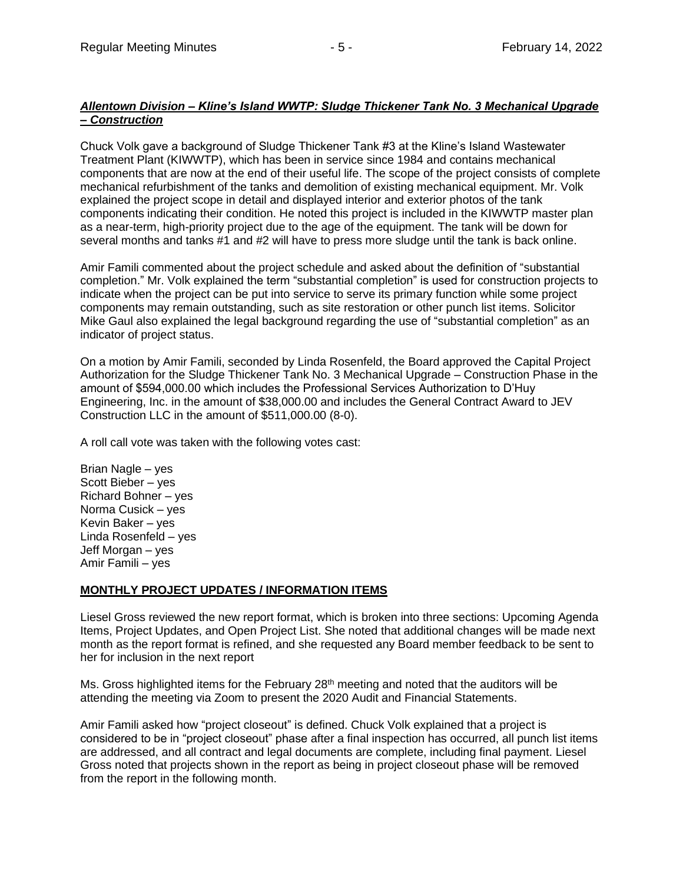***Allentown Division – Kline's Island WWTP: Sludge Thickener Tank No. 3 Mechanical Upgrade – Construction***

Chuck Volk gave a background of Sludge Thickener Tank #3 at the Kline's Island Wastewater Treatment Plant (KIWWTP), which has been in service since 1984 and contains mechanical components that are now at the end of their useful life. The scope of the project consists of complete mechanical refurbishment of the tanks and demolition of existing mechanical equipment. Mr. Volk explained the project scope in detail and displayed interior and exterior photos of the tank components indicating their condition. He noted this project is included in the KIWWTP master plan as a near-term, high-priority project due to the age of the equipment. The tank will be down for several months and tanks #1 and #2 will have to press more sludge until the tank is back online.

Amir Famili commented about the project schedule and asked about the definition of "substantial completion." Mr. Volk explained the term "substantial completion" is used for construction projects to indicate when the project can be put into service to serve its primary function while some project components may remain outstanding, such as site restoration or other punch list items. Solicitor Mike Gaul also explained the legal background regarding the use of "substantial completion" as an indicator of project status.

On a motion by Amir Famili, seconded by Linda Rosenfeld, the Board approved the Capital Project Authorization for the Sludge Thickener Tank No. 3 Mechanical Upgrade – Construction Phase in the amount of $594,000.00 which includes the Professional Services Authorization to D'Huy Engineering, Inc. in the amount of $38,000.00 and includes the General Contract Award to JEV Construction LLC in the amount of $511,000.00 (8-0).

A roll call vote was taken with the following votes cast:

Brian Nagle – yes
Scott Bieber – yes
Richard Bohner – yes
Norma Cusick – yes
Kevin Baker – yes
Linda Rosenfeld – yes
Jeff Morgan – yes
Amir Famili – yes

**MONTHLY PROJECT UPDATES / INFORMATION ITEMS**

Liesel Gross reviewed the new report format, which is broken into three sections: Upcoming Agenda Items, Project Updates, and Open Project List. She noted that additional changes will be made next month as the report format is refined, and she requested any Board member feedback to be sent to her for inclusion in the next report

Ms. Gross highlighted items for the February 28th meeting and noted that the auditors will be attending the meeting via Zoom to present the 2020 Audit and Financial Statements.

Amir Famili asked how "project closeout" is defined. Chuck Volk explained that a project is considered to be in "project closeout" phase after a final inspection has occurred, all punch list items are addressed, and all contract and legal documents are complete, including final payment. Liesel Gross noted that projects shown in the report as being in project closeout phase will be removed from the report in the following month.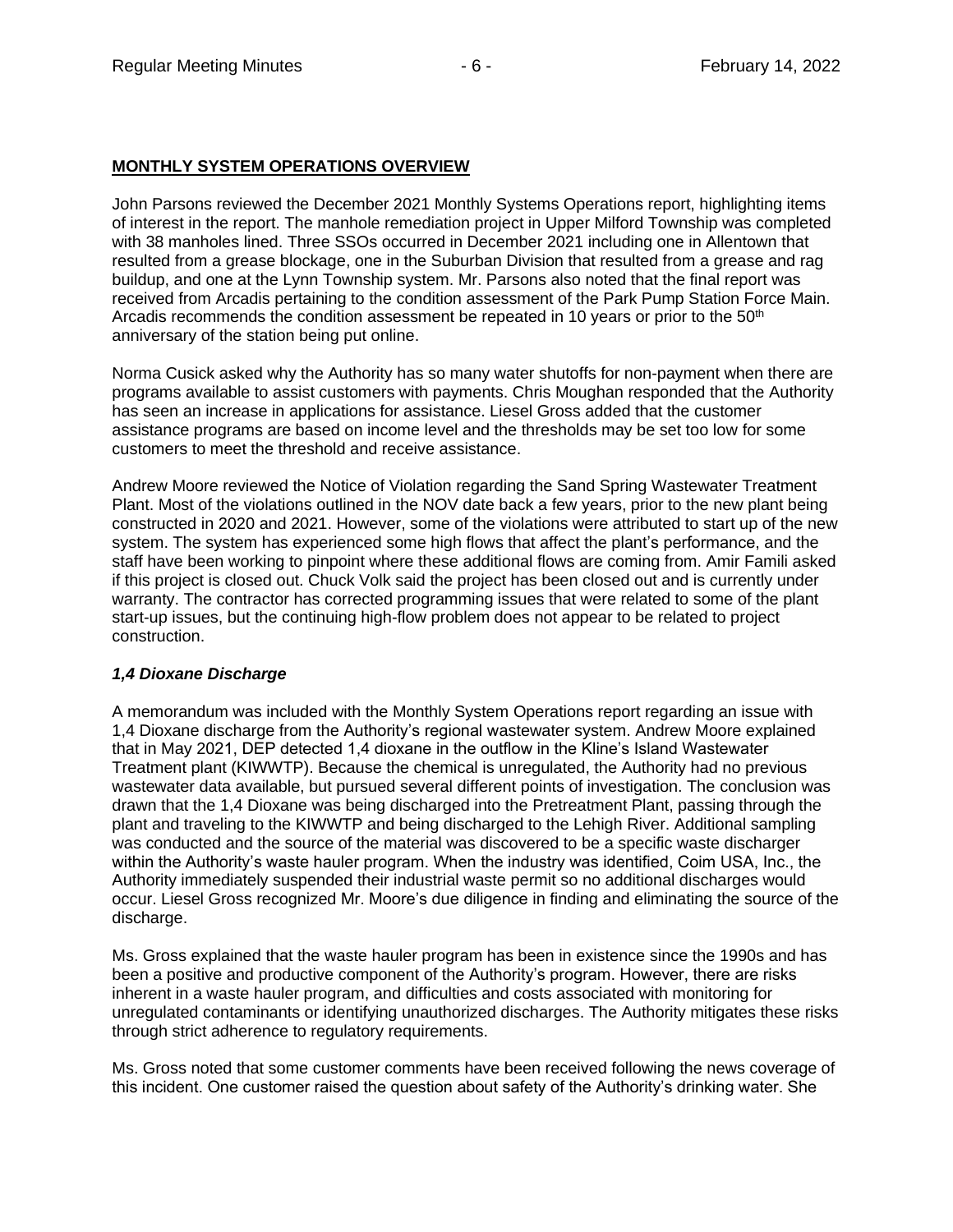## MONTHLY SYSTEM OPERATIONS OVERVIEW

John Parsons reviewed the December 2021 Monthly Systems Operations report, highlighting items of interest in the report. The manhole remediation project in Upper Milford Township was completed with 38 manholes lined. Three SSOs occurred in December 2021 including one in Allentown that resulted from a grease blockage, one in the Suburban Division that resulted from a grease and rag buildup, and one at the Lynn Township system. Mr. Parsons also noted that the final report was received from Arcadis pertaining to the condition assessment of the Park Pump Station Force Main. Arcadis recommends the condition assessment be repeated in 10 years or prior to the 50th anniversary of the station being put online.

Norma Cusick asked why the Authority has so many water shutoffs for non-payment when there are programs available to assist customers with payments. Chris Moughan responded that the Authority has seen an increase in applications for assistance. Liesel Gross added that the customer assistance programs are based on income level and the thresholds may be set too low for some customers to meet the threshold and receive assistance.

Andrew Moore reviewed the Notice of Violation regarding the Sand Spring Wastewater Treatment Plant. Most of the violations outlined in the NOV date back a few years, prior to the new plant being constructed in 2020 and 2021. However, some of the violations were attributed to start up of the new system. The system has experienced some high flows that affect the plant's performance, and the staff have been working to pinpoint where these additional flows are coming from. Amir Famili asked if this project is closed out. Chuck Volk said the project has been closed out and is currently under warranty. The contractor has corrected programming issues that were related to some of the plant start-up issues, but the continuing high-flow problem does not appear to be related to project construction.

### *1,4 Dioxane Discharge*

A memorandum was included with the Monthly System Operations report regarding an issue with 1,4 Dioxane discharge from the Authority's regional wastewater system. Andrew Moore explained that in May 2021, DEP detected 1,4 dioxane in the outflow in the Kline's Island Wastewater Treatment plant (KIWWTP). Because the chemical is unregulated, the Authority had no previous wastewater data available, but pursued several different points of investigation. The conclusion was drawn that the 1,4 Dioxane was being discharged into the Pretreatment Plant, passing through the plant and traveling to the KIWWTP and being discharged to the Lehigh River. Additional sampling was conducted and the source of the material was discovered to be a specific waste discharger within the Authority's waste hauler program. When the industry was identified, Coim USA, Inc., the Authority immediately suspended their industrial waste permit so no additional discharges would occur. Liesel Gross recognized Mr. Moore's due diligence in finding and eliminating the source of the discharge.

Ms. Gross explained that the waste hauler program has been in existence since the 1990s and has been a positive and productive component of the Authority's program. However, there are risks inherent in a waste hauler program, and difficulties and costs associated with monitoring for unregulated contaminants or identifying unauthorized discharges. The Authority mitigates these risks through strict adherence to regulatory requirements.

Ms. Gross noted that some customer comments have been received following the news coverage of this incident. One customer raised the question about safety of the Authority's drinking water. She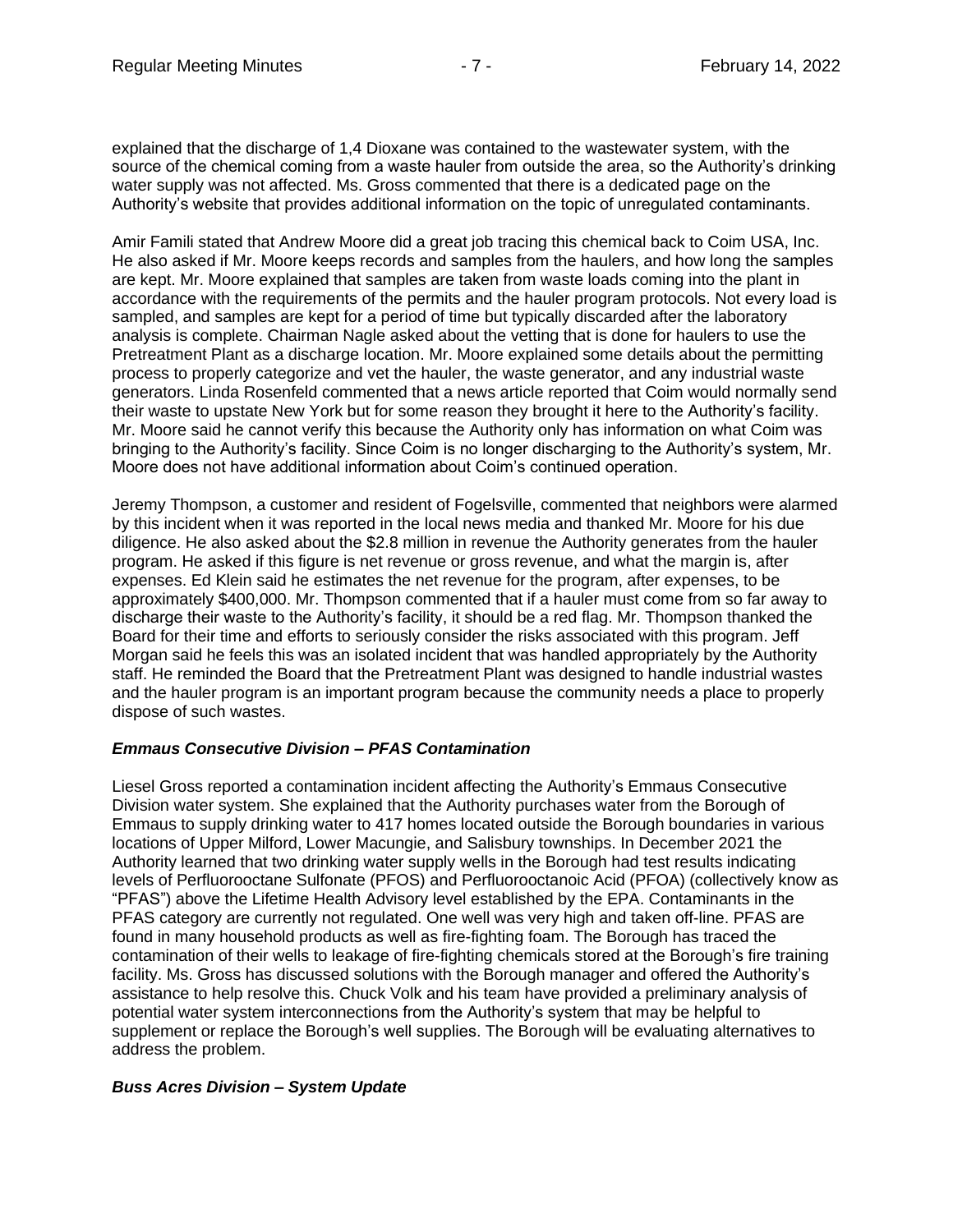explained that the discharge of 1,4 Dioxane was contained to the wastewater system, with the source of the chemical coming from a waste hauler from outside the area, so the Authority's drinking water supply was not affected. Ms. Gross commented that there is a dedicated page on the Authority's website that provides additional information on the topic of unregulated contaminants.

Amir Famili stated that Andrew Moore did a great job tracing this chemical back to Coim USA, Inc. He also asked if Mr. Moore keeps records and samples from the haulers, and how long the samples are kept. Mr. Moore explained that samples are taken from waste loads coming into the plant in accordance with the requirements of the permits and the hauler program protocols. Not every load is sampled, and samples are kept for a period of time but typically discarded after the laboratory analysis is complete. Chairman Nagle asked about the vetting that is done for haulers to use the Pretreatment Plant as a discharge location. Mr. Moore explained some details about the permitting process to properly categorize and vet the hauler, the waste generator, and any industrial waste generators. Linda Rosenfeld commented that a news article reported that Coim would normally send their waste to upstate New York but for some reason they brought it here to the Authority's facility. Mr. Moore said he cannot verify this because the Authority only has information on what Coim was bringing to the Authority's facility. Since Coim is no longer discharging to the Authority's system, Mr. Moore does not have additional information about Coim's continued operation.

Jeremy Thompson, a customer and resident of Fogelsville, commented that neighbors were alarmed by this incident when it was reported in the local news media and thanked Mr. Moore for his due diligence. He also asked about the $2.8 million in revenue the Authority generates from the hauler program. He asked if this figure is net revenue or gross revenue, and what the margin is, after expenses. Ed Klein said he estimates the net revenue for the program, after expenses, to be approximately $400,000. Mr. Thompson commented that if a hauler must come from so far away to discharge their waste to the Authority's facility, it should be a red flag. Mr. Thompson thanked the Board for their time and efforts to seriously consider the risks associated with this program. Jeff Morgan said he feels this was an isolated incident that was handled appropriately by the Authority staff. He reminded the Board that the Pretreatment Plant was designed to handle industrial wastes and the hauler program is an important program because the community needs a place to properly dispose of such wastes.

***Emmaus Consecutive Division – PFAS Contamination***

Liesel Gross reported a contamination incident affecting the Authority's Emmaus Consecutive Division water system. She explained that the Authority purchases water from the Borough of Emmaus to supply drinking water to 417 homes located outside the Borough boundaries in various locations of Upper Milford, Lower Macungie, and Salisbury townships. In December 2021 the Authority learned that two drinking water supply wells in the Borough had test results indicating levels of Perfluorooctane Sulfonate (PFOS) and Perfluorooctanoic Acid (PFOA) (collectively know as "PFAS") above the Lifetime Health Advisory level established by the EPA. Contaminants in the PFAS category are currently not regulated. One well was very high and taken off-line. PFAS are found in many household products as well as fire-fighting foam. The Borough has traced the contamination of their wells to leakage of fire-fighting chemicals stored at the Borough's fire training facility. Ms. Gross has discussed solutions with the Borough manager and offered the Authority's assistance to help resolve this. Chuck Volk and his team have provided a preliminary analysis of potential water system interconnections from the Authority's system that may be helpful to supplement or replace the Borough's well supplies. The Borough will be evaluating alternatives to address the problem.

***Buss Acres Division – System Update***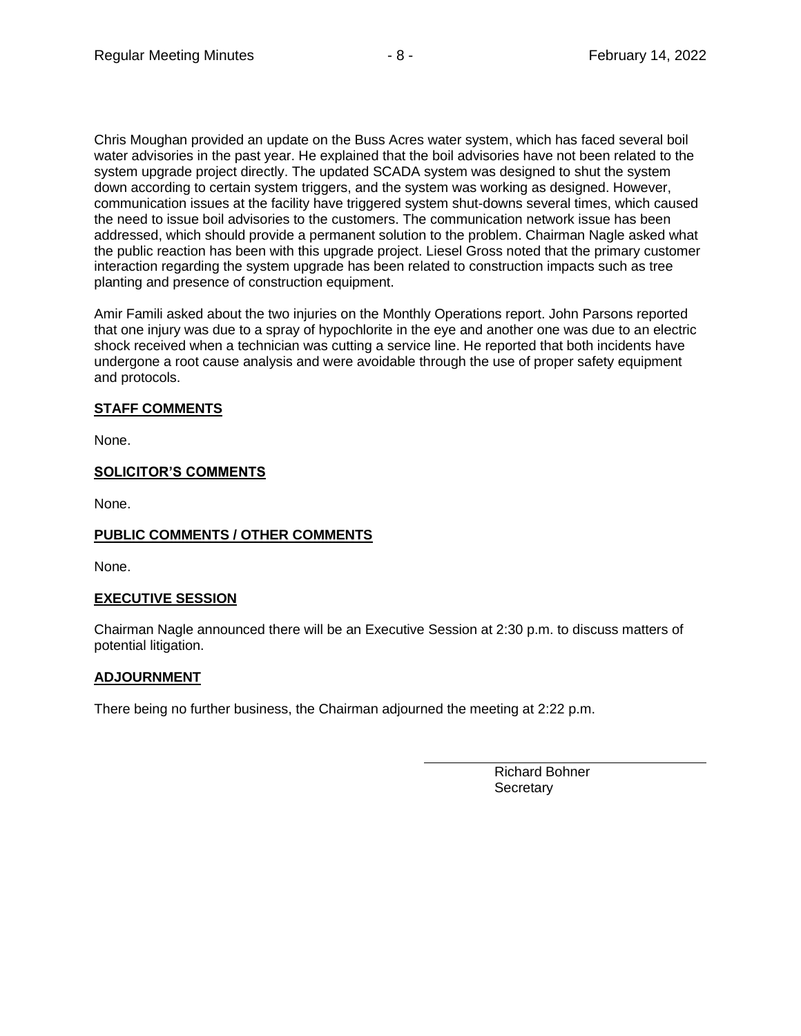Chris Moughan provided an update on the Buss Acres water system, which has faced several boil water advisories in the past year. He explained that the boil advisories have not been related to the system upgrade project directly. The updated SCADA system was designed to shut the system down according to certain system triggers, and the system was working as designed. However, communication issues at the facility have triggered system shut-downs several times, which caused the need to issue boil advisories to the customers. The communication network issue has been addressed, which should provide a permanent solution to the problem. Chairman Nagle asked what the public reaction has been with this upgrade project. Liesel Gross noted that the primary customer interaction regarding the system upgrade has been related to construction impacts such as tree planting and presence of construction equipment.

Amir Famili asked about the two injuries on the Monthly Operations report. John Parsons reported that one injury was due to a spray of hypochlorite in the eye and another one was due to an electric shock received when a technician was cutting a service line. He reported that both incidents have undergone a root cause analysis and were avoidable through the use of proper safety equipment and protocols.

## STAFF COMMENTS

None.

## SOLICITOR'S COMMENTS

None.

## PUBLIC COMMENTS / OTHER COMMENTS

None.

## EXECUTIVE SESSION

Chairman Nagle announced there will be an Executive Session at 2:30 p.m. to discuss matters of potential litigation.

## ADJOURNMENT

There being no further business, the Chairman adjourned the meeting at 2:22 p.m.

Richard Bohner
Secretary